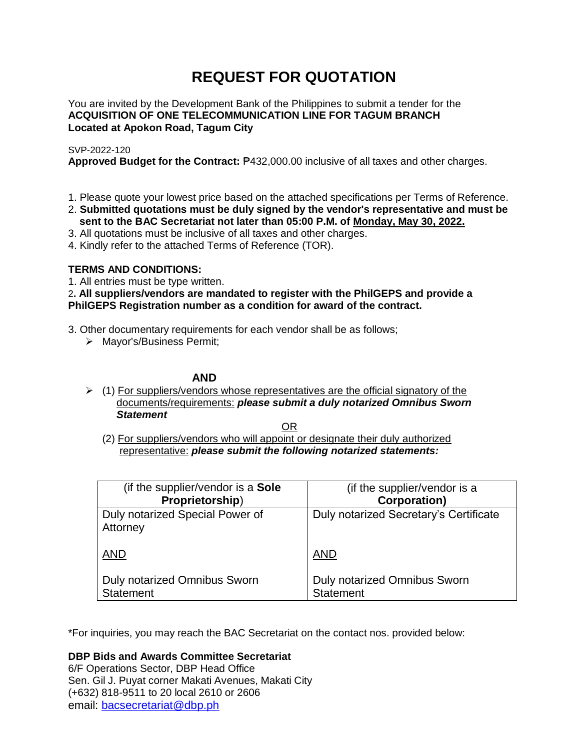# REQUEST FOR QUOTATION

You are invited by the Development Bank of the Philippines to submit a tender for the
**ACQUISITION OF ONE TELECOMMUNICATION LINE FOR TAGUM BRANCH**
**Located at Apokon Road, Tagum City**

SVP-2022-120
**Approved Budget for the Contract:** ₱432,000.00 inclusive of all taxes and other charges.

1. Please quote your lowest price based on the attached specifications per Terms of Reference.
2. **Submitted quotations must be duly signed by the vendor's representative and must be sent to the BAC Secretariat not later than 05:00 P.M. of Monday, May 30, 2022.**
3. All quotations must be inclusive of all taxes and other charges.
4. Kindly refer to the attached Terms of Reference (TOR).

**TERMS AND CONDITIONS:**

1. All entries must be type written.
2. **All suppliers/vendors are mandated to register with the PhilGEPS and provide a PhilGEPS Registration number as a condition for award of the contract.**
3. Other documentary requirements for each vendor shall be as follows;
   - Mayor's/Business Permit;

**AND**

- (1) For suppliers/vendors whose representatives are the official signatory of the documents/requirements: ***please submit a duly notarized Omnibus Sworn Statement***

OR

(2) For suppliers/vendors who will appoint or designate their duly authorized representative: ***please submit the following notarized statements:***

| (if the supplier/vendor is a **Sole Proprietorship**) | (if the supplier/vendor is a **Corporation)** |
|---|---|
| Duly notarized Special Power of Attorney<br><br>AND<br><br>Duly notarized Omnibus Sworn Statement | Duly notarized Secretary's Certificate<br><br>AND<br><br>Duly notarized Omnibus Sworn Statement |

*For inquiries, you may reach the BAC Secretariat on the contact nos. provided below:

**DBP Bids and Awards Committee Secretariat**
6/F Operations Sector, DBP Head Office
Sen. Gil J. Puyat corner Makati Avenues, Makati City
(+632) 818-9511 to 20 local 2610 or 2606
email: bacsecretariat@dbp.ph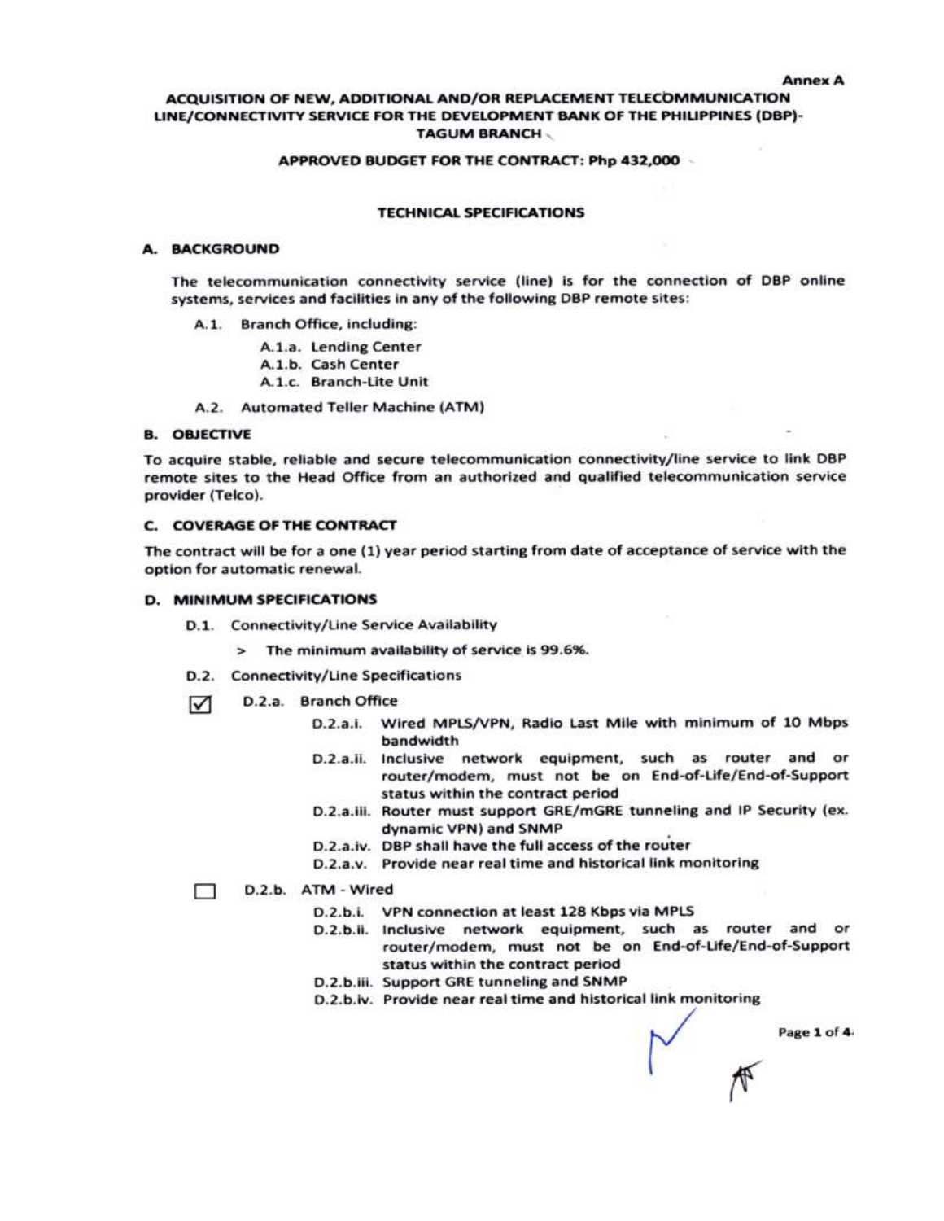Annex A

# ACQUISITION OF NEW, ADDITIONAL AND/OR REPLACEMENT TELECOMMUNICATION LINE/CONNECTIVITY SERVICE FOR THE DEVELOPMENT BANK OF THE PHILIPPINES (DBP)-TAGUM BRANCH

**APPROVED BUDGET FOR THE CONTRACT: Php 432,000**

## TECHNICAL SPECIFICATIONS

### A. BACKGROUND

The telecommunication connectivity service (line) is for the connection of DBP online systems, services and facilities in any of the following DBP remote sites:

- A.1. Branch Office, including:
  - A.1.a. Lending Center
  - A.1.b. Cash Center
  - A.1.c. Branch-Lite Unit
- A.2. Automated Teller Machine (ATM)

### B. OBJECTIVE

To acquire stable, reliable and secure telecommunication connectivity/line service to link DBP remote sites to the Head Office from an authorized and qualified telecommunication service provider (Telco).

### C. COVERAGE OF THE CONTRACT

The contract will be for a one (1) year period starting from date of acceptance of service with the option for automatic renewal.

### D. MINIMUM SPECIFICATIONS

- D.1. Connectivity/Line Service Availability
  - > The minimum availability of service is 99.6%.
- D.2. Connectivity/Line Specifications
  - ☑ D.2.a. Branch Office
    - D.2.a.i. Wired MPLS/VPN, Radio Last Mile with minimum of 10 Mbps bandwidth
    - D.2.a.ii. Inclusive network equipment, such as router and or router/modem, must not be on End-of-Life/End-of-Support status within the contract period
    - D.2.a.iii. Router must support GRE/mGRE tunneling and IP Security (ex. dynamic VPN) and SNMP
    - D.2.a.iv. DBP shall have the full access of the router
    - D.2.a.v. Provide near real time and historical link monitoring
  - ☐ D.2.b. ATM - Wired
    - D.2.b.i. VPN connection at least 128 Kbps via MPLS
    - D.2.b.ii. Inclusive network equipment, such as router and or router/modem, must not be on End-of-Life/End-of-Support status within the contract period
    - D.2.b.iii. Support GRE tunneling and SNMP
    - D.2.b.iv. Provide near real time and historical link monitoring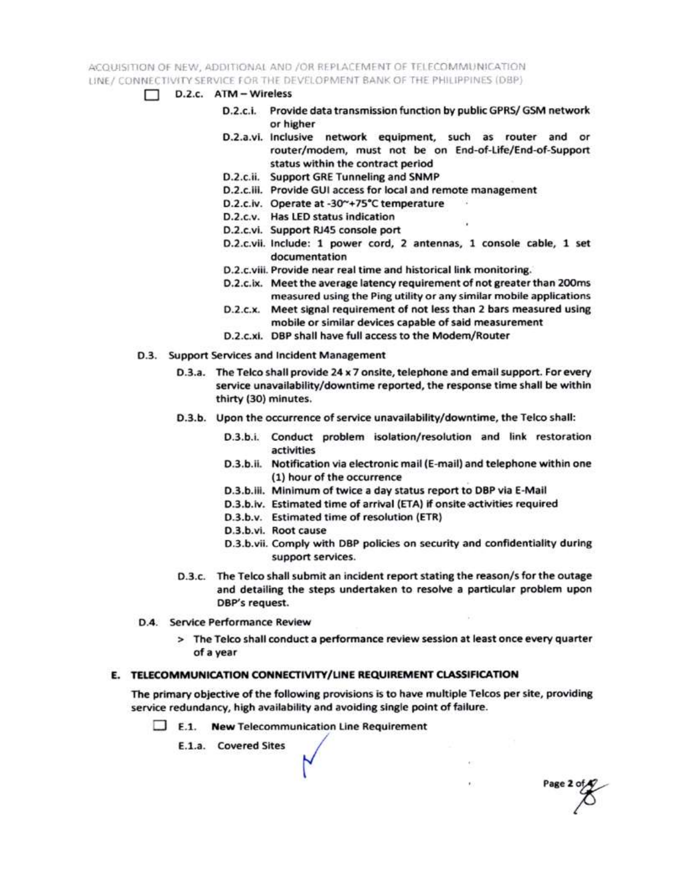☐ D.2.c. ATM – Wireless

- D.2.c.i. Provide data transmission function by public GPRS/ GSM network or higher
- D.2.a.vi. Inclusive network equipment, such as router and or router/modem, must not be on End-of-Life/End-of-Support status within the contract period
- D.2.c.ii. Support GRE Tunneling and SNMP
- D.2.c.iii. Provide GUI access for local and remote management
- D.2.c.iv. Operate at -30~+75°C temperature
- D.2.c.v. Has LED status indication
- D.2.c.vi. Support RJ45 console port
- D.2.c.vii. Include: 1 power cord, 2 antennas, 1 console cable, 1 set documentation
- D.2.c.viii. Provide near real time and historical link monitoring.
- D.2.c.ix. Meet the average latency requirement of not greater than 200ms measured using the Ping utility or any similar mobile applications
- D.2.c.x. Meet signal requirement of not less than 2 bars measured using mobile or similar devices capable of said measurement
- D.2.c.xi. DBP shall have full access to the Modem/Router

D.3. Support Services and Incident Management

- D.3.a. The Telco shall provide 24 x 7 onsite, telephone and email support. For every service unavailability/downtime reported, the response time shall be within thirty (30) minutes.
- D.3.b. Upon the occurrence of service unavailability/downtime, the Telco shall:
  - D.3.b.i. Conduct problem isolation/resolution and link restoration activities
  - D.3.b.ii. Notification via electronic mail (E-mail) and telephone within one (1) hour of the occurrence
  - D.3.b.iii. Minimum of twice a day status report to DBP via E-Mail
  - D.3.b.iv. Estimated time of arrival (ETA) if onsite activities required
  - D.3.b.v. Estimated time of resolution (ETR)
  - D.3.b.vi. Root cause
  - D.3.b.vii. Comply with DBP policies on security and confidentiality during support services.
- D.3.c. The Telco shall submit an incident report stating the reason/s for the outage and detailing the steps undertaken to resolve a particular problem upon DBP's request.

D.4. Service Performance Review

> The Telco shall conduct a performance review session at least once every quarter of a year

## E. TELECOMMUNICATION CONNECTIVITY/LINE REQUIREMENT CLASSIFICATION

The primary objective of the following provisions is to have multiple Telcos per site, providing service redundancy, high availability and avoiding single point of failure.

☐ E.1. **New** Telecommunication Line Requirement

E.1.a. Covered Sites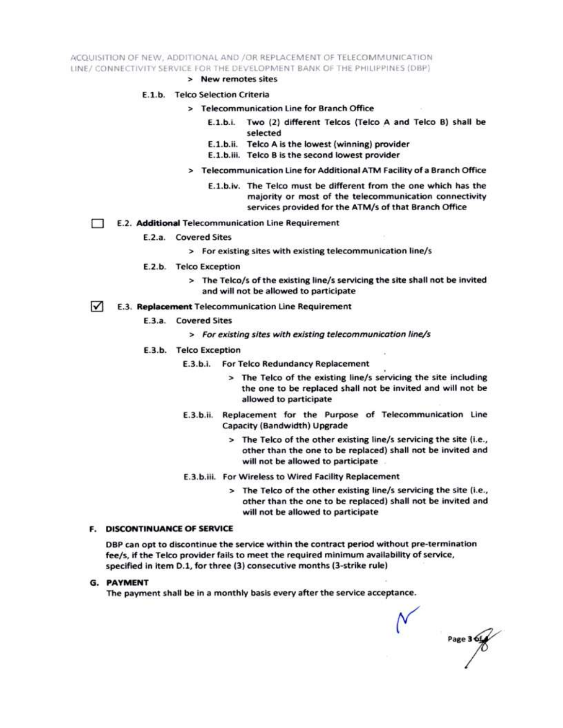> New remotes sites

E.1.b. Telco Selection Criteria

> Telecommunication Line for Branch Office

E.1.b.i. Two (2) different Telcos (Telco A and Telco B) shall be selected

E.1.b.ii. Telco A is the lowest (winning) provider

E.1.b.iii. Telco B is the second lowest provider

> Telecommunication Line for Additional ATM Facility of a Branch Office

E.1.b.iv. The Telco must be different from the one which has the majority or most of the telecommunication connectivity services provided for the ATM/s of that Branch Office

☐ E.2. **Additional** Telecommunication Line Requirement

E.2.a. Covered Sites

> For existing sites with existing telecommunication line/s

E.2.b. Telco Exception

> The Telco/s of the existing line/s servicing the site shall not be invited and will not be allowed to participate

☑ E.3. **Replacement** Telecommunication Line Requirement

E.3.a. Covered Sites

> *For existing sites with existing telecommunication line/s*

E.3.b. Telco Exception

E.3.b.i. For Telco Redundancy Replacement

> The Telco of the existing line/s servicing the site including the one to be replaced shall not be invited and will not be allowed to participate

E.3.b.ii. Replacement for the Purpose of Telecommunication Line Capacity (Bandwidth) Upgrade

> The Telco of the other existing line/s servicing the site (i.e., other than the one to be replaced) shall not be invited and will not be allowed to participate

E.3.b.iii. For Wireless to Wired Facility Replacement

> The Telco of the other existing line/s servicing the site (i.e., other than the one to be replaced) shall not be invited and will not be allowed to participate

## F. DISCONTINUANCE OF SERVICE

DBP can opt to discontinue the service within the contract period without pre-termination fee/s, if the Telco provider fails to meet the required minimum availability of service, specified in item D.1, for three (3) consecutive months (3-strike rule)

## G. PAYMENT

The payment shall be in a monthly basis every after the service acceptance.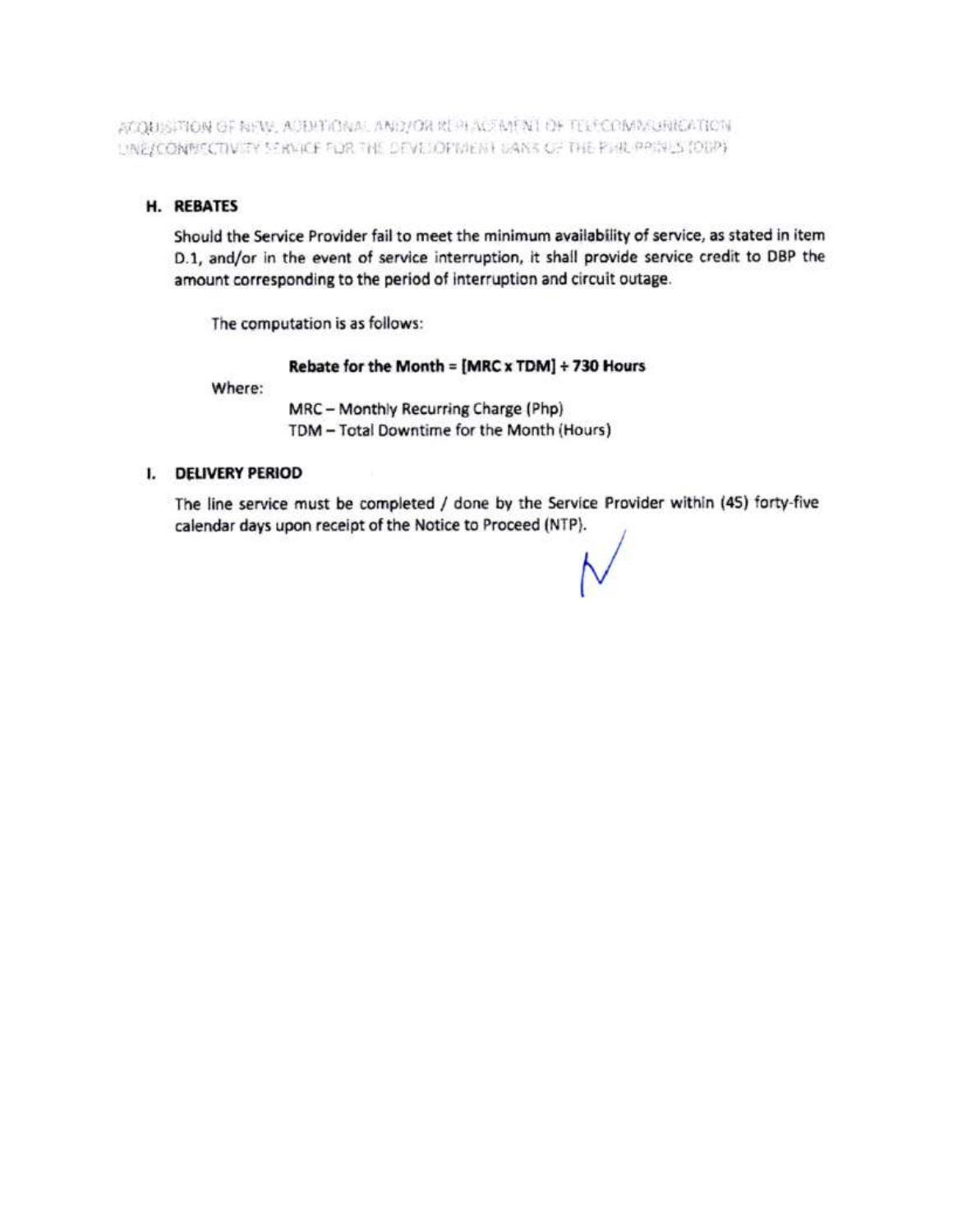## H. REBATES

Should the Service Provider fail to meet the minimum availability of service, as stated in item D.1, and/or in the event of service interruption, it shall provide service credit to DBP the amount corresponding to the period of interruption and circuit outage.

The computation is as follows:

**Rebate for the Month = [MRC x TDM] ÷ 730 Hours**

Where:

MRC – Monthly Recurring Charge (Php)
TDM – Total Downtime for the Month (Hours)

## I. DELIVERY PERIOD

The line service must be completed / done by the Service Provider within (45) forty-five calendar days upon receipt of the Notice to Proceed (NTP).